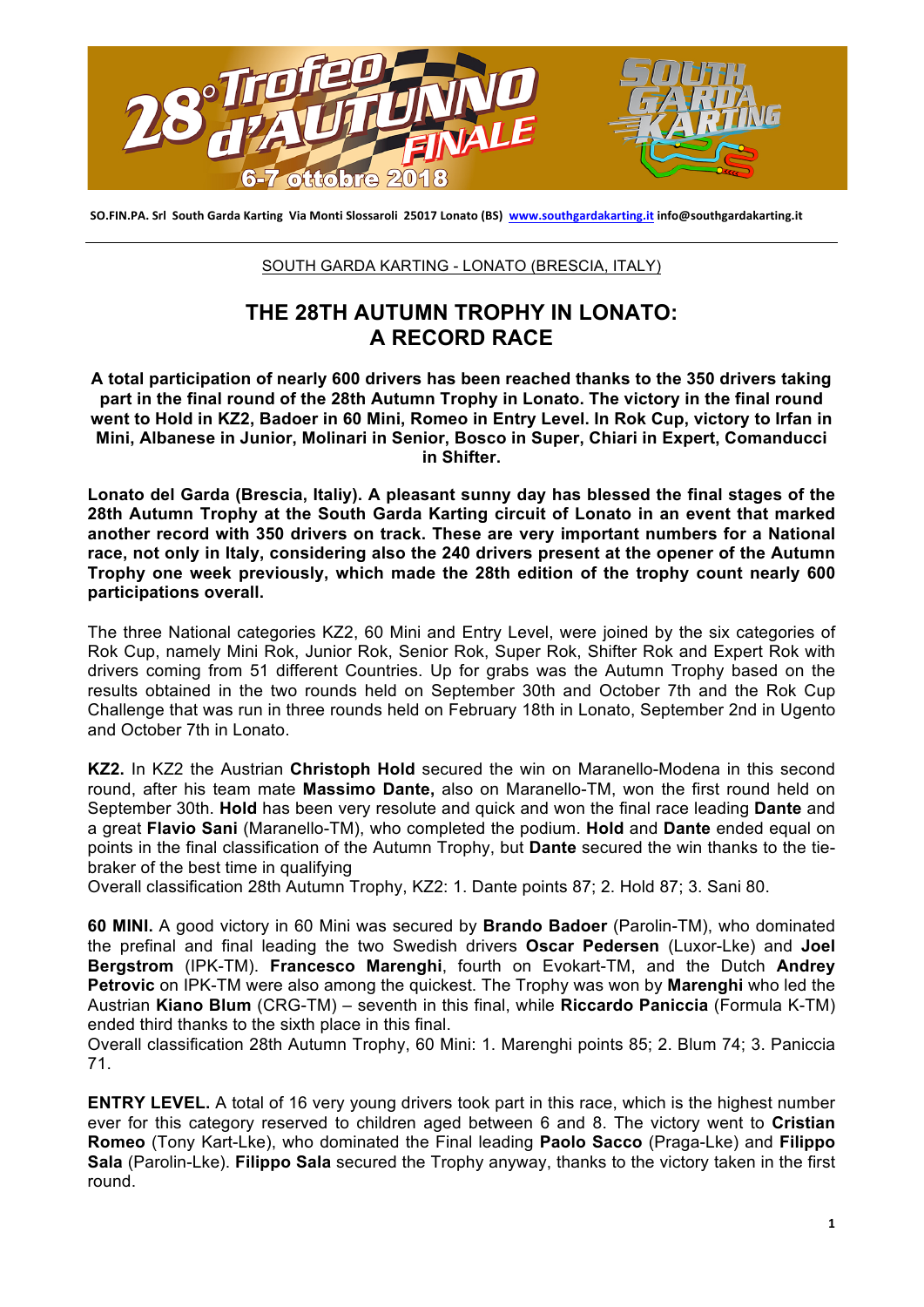SO.FIN.PA. Srl South Garda Karting Via Monti Slossaroli 25017 Lonato (BS) www.southgardakarting.it info@southgardakarting.it

SOUTH GARDA KARTING - LONATO (BRESCIA, ITALY)

# THE 28TH AUTUMN TROPHY IN LONATO: A RECORD RACE

**A total participation of nearly 600 drivers has been reached thanks to the 350 drivers taking part in the final round of the 28th Autumn Trophy in Lonato. The victory in the final round went to Hold in KZ2, Badoer in 60 Mini, Romeo in Entry Level. In Rok Cup, victory to Irfan in Mini, Albanese in Junior, Molinari in Senior, Bosco in Super, Chiari in Expert, Comanducci in Shifter.**

**Lonato del Garda (Brescia, Italiy). A pleasant sunny day has blessed the final stages of the 28th Autumn Trophy at the South Garda Karting circuit of Lonato in an event that marked another record with 350 drivers on track. These are very important numbers for a National race, not only in Italy, considering also the 240 drivers present at the opener of the Autumn Trophy one week previously, which made the 28th edition of the trophy count nearly 600 participations overall.**

The three National categories KZ2, 60 Mini and Entry Level, were joined by the six categories of Rok Cup, namely Mini Rok, Junior Rok, Senior Rok, Super Rok, Shifter Rok and Expert Rok with drivers coming from 51 different Countries. Up for grabs was the Autumn Trophy based on the results obtained in the two rounds held on September 30th and October 7th and the Rok Cup Challenge that was run in three rounds held on February 18th in Lonato, September 2nd in Ugento and October 7th in Lonato.

**KZ2.** In KZ2 the Austrian **Christoph Hold** secured the win on Maranello-Modena in this second round, after his team mate **Massimo Dante,** also on Maranello-TM, won the first round held on September 30th. **Hold** has been very resolute and quick and won the final race leading **Dante** and a great **Flavio Sani** (Maranello-TM), who completed the podium. **Hold** and **Dante** ended equal on points in the final classification of the Autumn Trophy, but **Dante** secured the win thanks to the tie-braker of the best time in qualifying
Overall classification 28th Autumn Trophy, KZ2: 1. Dante points 87; 2. Hold 87; 3. Sani 80.

**60 MINI.** A good victory in 60 Mini was secured by **Brando Badoer** (Parolin-TM), who dominated the prefinal and final leading the two Swedish drivers **Oscar Pedersen** (Luxor-Lke) and **Joel Bergstrom** (IPK-TM). **Francesco Marenghi**, fourth on Evokart-TM, and the Dutch **Andrey Petrovic** on IPK-TM were also among the quickest. The Trophy was won by **Marenghi** who led the Austrian **Kiano Blum** (CRG-TM) – seventh in this final, while **Riccardo Paniccia** (Formula K-TM) ended third thanks to the sixth place in this final.
Overall classification 28th Autumn Trophy, 60 Mini: 1. Marenghi points 85; 2. Blum 74; 3. Paniccia 71.

**ENTRY LEVEL.** A total of 16 very young drivers took part in this race, which is the highest number ever for this category reserved to children aged between 6 and 8. The victory went to **Cristian Romeo** (Tony Kart-Lke), who dominated the Final leading **Paolo Sacco** (Praga-Lke) and **Filippo Sala** (Parolin-Lke). **Filippo Sala** secured the Trophy anyway, thanks to the victory taken in the first round.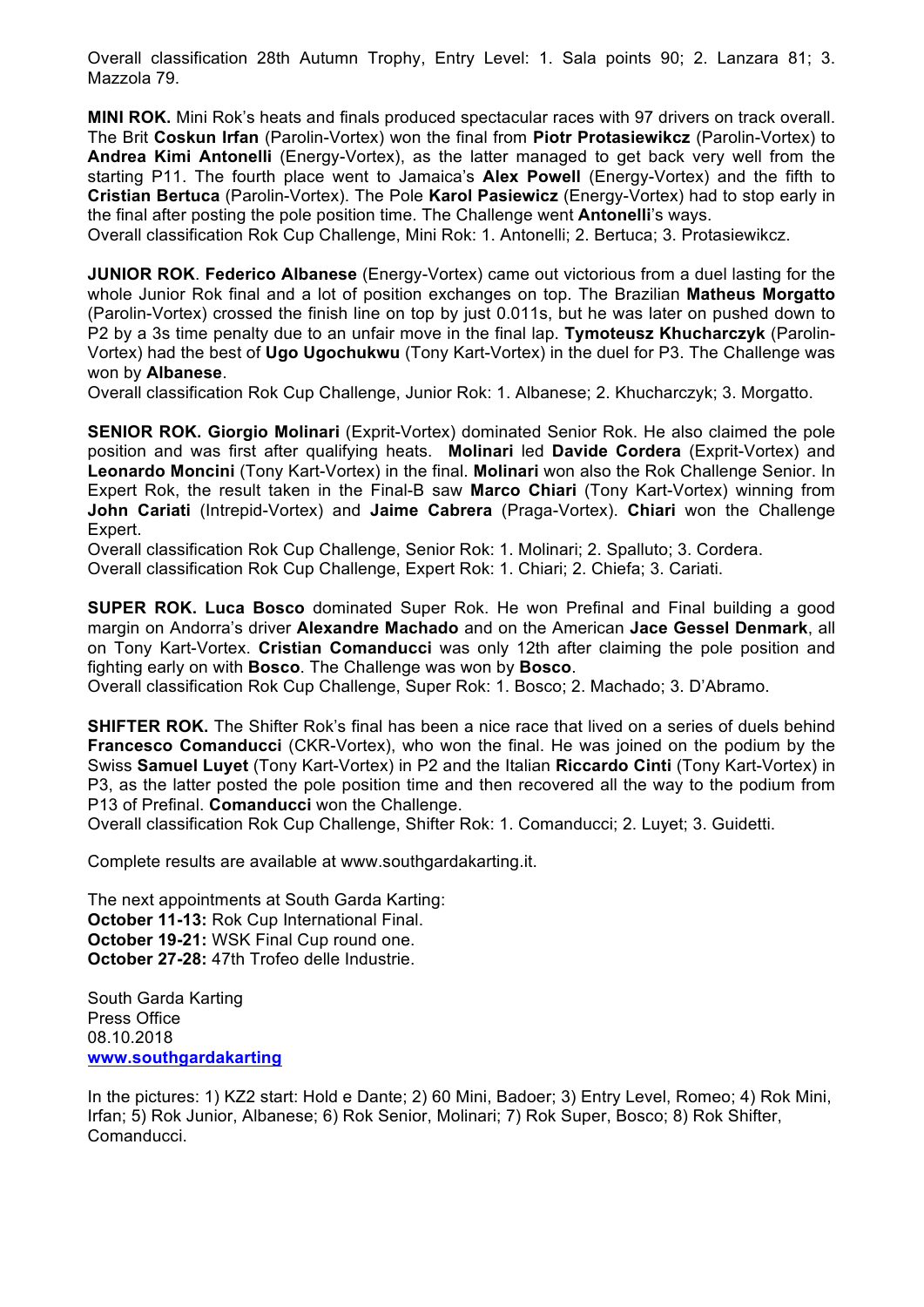Overall classification 28th Autumn Trophy, Entry Level: 1. Sala points 90; 2. Lanzara 81; 3. Mazzola 79.

**MINI ROK.** Mini Rok's heats and finals produced spectacular races with 97 drivers on track overall. The Brit **Coskun Irfan** (Parolin-Vortex) won the final from **Piotr Protasiewikcz** (Parolin-Vortex) to **Andrea Kimi Antonelli** (Energy-Vortex), as the latter managed to get back very well from the starting P11. The fourth place went to Jamaica's **Alex Powell** (Energy-Vortex) and the fifth to **Cristian Bertuca** (Parolin-Vortex). The Pole **Karol Pasiewicz** (Energy-Vortex) had to stop early in the final after posting the pole position time. The Challenge went **Antonelli**'s ways.
Overall classification Rok Cup Challenge, Mini Rok: 1. Antonelli; 2. Bertuca; 3. Protasiewikcz.

**JUNIOR ROK**. **Federico Albanese** (Energy-Vortex) came out victorious from a duel lasting for the whole Junior Rok final and a lot of position exchanges on top. The Brazilian **Matheus Morgatto** (Parolin-Vortex) crossed the finish line on top by just 0.011s, but he was later on pushed down to P2 by a 3s time penalty due to an unfair move in the final lap. **Tymoteusz Khucharczyk** (Parolin-Vortex) had the best of **Ugo Ugochukwu** (Tony Kart-Vortex) in the duel for P3. The Challenge was won by **Albanese**.
Overall classification Rok Cup Challenge, Junior Rok: 1. Albanese; 2. Khucharczyk; 3. Morgatto.

**SENIOR ROK. Giorgio Molinari** (Exprit-Vortex) dominated Senior Rok. He also claimed the pole position and was first after qualifying heats. **Molinari** led **Davide Cordera** (Exprit-Vortex) and **Leonardo Moncini** (Tony Kart-Vortex) in the final. **Molinari** won also the Rok Challenge Senior. In Expert Rok, the result taken in the Final-B saw **Marco Chiari** (Tony Kart-Vortex) winning from **John Cariati** (Intrepid-Vortex) and **Jaime Cabrera** (Praga-Vortex). **Chiari** won the Challenge Expert.
Overall classification Rok Cup Challenge, Senior Rok: 1. Molinari; 2. Spalluto; 3. Cordera.
Overall classification Rok Cup Challenge, Expert Rok: 1. Chiari; 2. Chiefa; 3. Cariati.

**SUPER ROK. Luca Bosco** dominated Super Rok. He won Prefinal and Final building a good margin on Andorra's driver **Alexandre Machado** and on the American **Jace Gessel Denmark**, all on Tony Kart-Vortex. **Cristian Comanducci** was only 12th after claiming the pole position and fighting early on with **Bosco**. The Challenge was won by **Bosco**.
Overall classification Rok Cup Challenge, Super Rok: 1. Bosco; 2. Machado; 3. D'Abramo.

**SHIFTER ROK.** The Shifter Rok's final has been a nice race that lived on a series of duels behind **Francesco Comanducci** (CKR-Vortex), who won the final. He was joined on the podium by the Swiss **Samuel Luyet** (Tony Kart-Vortex) in P2 and the Italian **Riccardo Cinti** (Tony Kart-Vortex) in P3, as the latter posted the pole position time and then recovered all the way to the podium from P13 of Prefinal. **Comanducci** won the Challenge.
Overall classification Rok Cup Challenge, Shifter Rok: 1. Comanducci; 2. Luyet; 3. Guidetti.

Complete results are available at www.southgardakarting.it.

The next appointments at South Garda Karting:
**October 11-13:** Rok Cup International Final.
**October 19-21:** WSK Final Cup round one.
**October 27-28:** 47th Trofeo delle Industrie.

South Garda Karting
Press Office
08.10.2018
**www.southgardakarting**

In the pictures: 1) KZ2 start: Hold e Dante; 2) 60 Mini, Badoer; 3) Entry Level, Romeo; 4) Rok Mini, Irfan; 5) Rok Junior, Albanese; 6) Rok Senior, Molinari; 7) Rok Super, Bosco; 8) Rok Shifter, Comanducci.